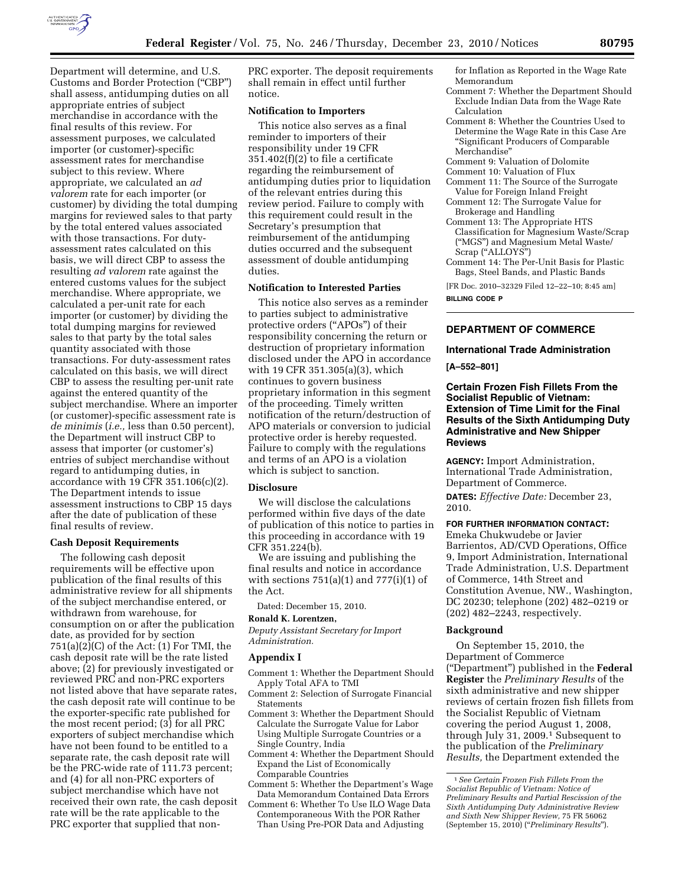Department will determine, and U.S. Customs and Border Protection ("CBP") shall assess, antidumping duties on all appropriate entries of subject merchandise in accordance with the final results of this review. For assessment purposes, we calculated importer (or customer)-specific assessment rates for merchandise subject to this review. Where appropriate, we calculated an *ad valorem* rate for each importer (or customer) by dividing the total dumping margins for reviewed sales to that party by the total entered values associated with those transactions. For duty-assessment rates calculated on this basis, we will direct CBP to assess the resulting *ad valorem* rate against the entered customs values for the subject merchandise. Where appropriate, we calculated a per-unit rate for each importer (or customer) by dividing the total dumping margins for reviewed sales to that party by the total sales quantity associated with those transactions. For duty-assessment rates calculated on this basis, we will direct CBP to assess the resulting per-unit rate against the entered quantity of the subject merchandise. Where an importer (or customer)-specific assessment rate is *de minimis* (*i.e.,* less than 0.50 percent), the Department will instruct CBP to assess that importer (or customer's) entries of subject merchandise without regard to antidumping duties, in accordance with 19 CFR 351.106(c)(2). The Department intends to issue assessment instructions to CBP 15 days after the date of publication of these final results of review.

**Cash Deposit Requirements**

The following cash deposit requirements will be effective upon publication of the final results of this administrative review for all shipments of the subject merchandise entered, or withdrawn from warehouse, for consumption on or after the publication date, as provided for by section 751(a)(2)(C) of the Act: (1) For TMI, the cash deposit rate will be the rate listed above; (2) for previously investigated or reviewed PRC and non-PRC exporters not listed above that have separate rates, the cash deposit rate will continue to be the exporter-specific rate published for the most recent period; (3) for all PRC exporters of subject merchandise which have not been found to be entitled to a separate rate, the cash deposit rate will be the PRC-wide rate of 111.73 percent; and (4) for all non-PRC exporters of subject merchandise which have not received their own rate, the cash deposit rate will be the rate applicable to the PRC exporter that supplied that non-PRC exporter. The deposit requirements shall remain in effect until further notice.

**Notification to Importers**

This notice also serves as a final reminder to importers of their responsibility under 19 CFR 351.402(f)(2) to file a certificate regarding the reimbursement of antidumping duties prior to liquidation of the relevant entries during this review period. Failure to comply with this requirement could result in the Secretary's presumption that reimbursement of the antidumping duties occurred and the subsequent assessment of double antidumping duties.

**Notification to Interested Parties**

This notice also serves as a reminder to parties subject to administrative protective orders ("APOs") of their responsibility concerning the return or destruction of proprietary information disclosed under the APO in accordance with 19 CFR 351.305(a)(3), which continues to govern business proprietary information in this segment of the proceeding. Timely written notification of the return/destruction of APO materials or conversion to judicial protective order is hereby requested. Failure to comply with the regulations and terms of an APO is a violation which is subject to sanction.

**Disclosure**

We will disclose the calculations performed within five days of the date of publication of this notice to parties in this proceeding in accordance with 19 CFR 351.224(b).

We are issuing and publishing the final results and notice in accordance with sections 751(a)(1) and 777(i)(1) of the Act.

Dated: December 15, 2010.

**Ronald K. Lorentzen,**

*Deputy Assistant Secretary for Import Administration.*

**Appendix I**

Comment 1: Whether the Department Should Apply Total AFA to TMI
Comment 2: Selection of Surrogate Financial Statements
Comment 3: Whether the Department Should Calculate the Surrogate Value for Labor Using Multiple Surrogate Countries or a Single Country, India
Comment 4: Whether the Department Should Expand the List of Economically Comparable Countries
Comment 5: Whether the Department's Wage Data Memorandum Contained Data Errors
Comment 6: Whether To Use ILO Wage Data Contemporaneous With the POR Rather Than Using Pre-POR Data and Adjusting for Inflation as Reported in the Wage Rate Memorandum
Comment 7: Whether the Department Should Exclude Indian Data from the Wage Rate Calculation
Comment 8: Whether the Countries Used to Determine the Wage Rate in this Case Are "Significant Producers of Comparable Merchandise"
Comment 9: Valuation of Dolomite
Comment 10: Valuation of Flux
Comment 11: The Source of the Surrogate Value for Foreign Inland Freight
Comment 12: The Surrogate Value for Brokerage and Handling
Comment 13: The Appropriate HTS Classification for Magnesium Waste/Scrap ("MGS") and Magnesium Metal Waste/Scrap ("ALLOYS")
Comment 14: The Per-Unit Basis for Plastic Bags, Steel Bands, and Plastic Bands

[FR Doc. 2010–32329 Filed 12–22–10; 8:45 am]

**BILLING CODE P**

## DEPARTMENT OF COMMERCE

### International Trade Administration

**[A–552–801]**

### Certain Frozen Fish Fillets From the Socialist Republic of Vietnam: Extension of Time Limit for the Final Results of the Sixth Antidumping Duty Administrative and New Shipper Reviews

**AGENCY:** Import Administration, International Trade Administration, Department of Commerce.

**DATES:** *Effective Date:* December 23, 2010.

**FOR FURTHER INFORMATION CONTACT:** Emeka Chukwudebe or Javier Barrientos, AD/CVD Operations, Office 9, Import Administration, International Trade Administration, U.S. Department of Commerce, 14th Street and Constitution Avenue, NW., Washington, DC 20230; telephone (202) 482–0219 or (202) 482–2243, respectively.

**Background**

On September 15, 2010, the Department of Commerce ("Department") published in the **Federal Register** the *Preliminary Results* of the sixth administrative and new shipper reviews of certain frozen fish fillets from the Socialist Republic of Vietnam covering the period August 1, 2008, through July 31, 2009.[1] Subsequent to the publication of the *Preliminary Results,* the Department extended the

[1] *See Certain Frozen Fish Fillets From the Socialist Republic of Vietnam: Notice of Preliminary Results and Partial Rescission of the Sixth Antidumping Duty Administrative Review and Sixth New Shipper Review,* 75 FR 56062 (September 15, 2010) ("*Preliminary Results*").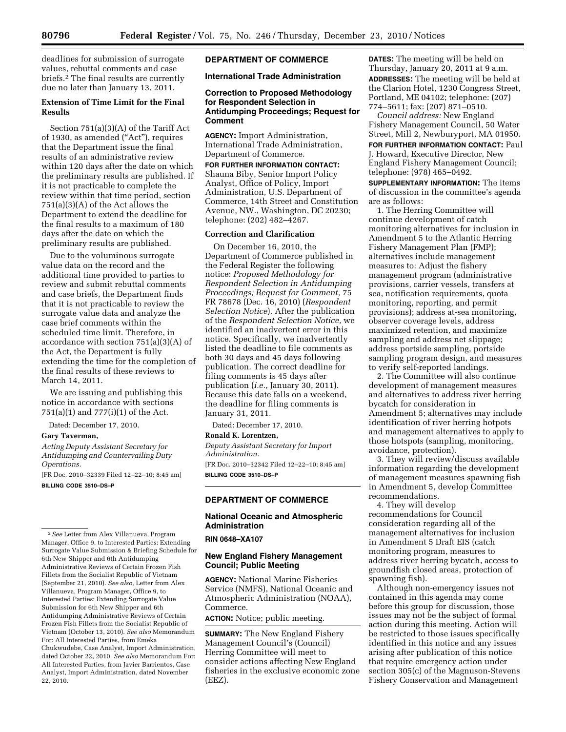deadlines for submission of surrogate values, rebuttal comments and case briefs.[2] The final results are currently due no later than January 13, 2011.

### Extension of Time Limit for the Final Results

Section 751(a)(3)(A) of the Tariff Act of 1930, as amended ("Act"), requires that the Department issue the final results of an administrative review within 120 days after the date on which the preliminary results are published. If it is not practicable to complete the review within that time period, section 751(a)(3)(A) of the Act allows the Department to extend the deadline for the final results to a maximum of 180 days after the date on which the preliminary results are published.

Due to the voluminous surrogate value data on the record and the additional time provided to parties to review and submit rebuttal comments and case briefs, the Department finds that it is not practicable to review the surrogate value data and analyze the case brief comments within the scheduled time limit. Therefore, in accordance with section 751(a)(3)(A) of the Act, the Department is fully extending the time for the completion of the final results of these reviews to March 14, 2011.

We are issuing and publishing this notice in accordance with sections 751(a)(1) and 777(i)(1) of the Act.

Dated: December 17, 2010.

**Gary Taverman,**

*Acting Deputy Assistant Secretary for Antidumping and Countervailing Duty Operations.*

[FR Doc. 2010–32339 Filed 12–22–10; 8:45 am]

**BILLING CODE 3510–DS–P**

[2] *See* Letter from Alex Villanueva, Program Manager, Office 9, to Interested Parties: Extending Surrogate Value Submission & Briefing Schedule for 6th New Shipper and 6th Antidumping Administrative Reviews of Certain Frozen Fish Fillets from the Socialist Republic of Vietnam (September 21, 2010). *See also,* Letter from Alex Villanueva, Program Manager, Office 9, to Interested Parties: Extending Surrogate Value Submission for 6th New Shipper and 6th Antidumping Administrative Reviews of Certain Frozen Fish Fillets from the Socialist Republic of Vietnam (October 13, 2010). *See also* Memorandum For: All Interested Parties, from Emeka Chukwudebe, Case Analyst, Import Administration, dated October 22, 2010. *See also* Memorandum For: All Interested Parties, from Javier Barrientos, Case Analyst, Import Administration, dated November 22, 2010.

## DEPARTMENT OF COMMERCE

### International Trade Administration

### Correction to Proposed Methodology for Respondent Selection in Antidumping Proceedings; Request for Comment

**AGENCY:** Import Administration, International Trade Administration, Department of Commerce.

**FOR FURTHER INFORMATION CONTACT:** Shauna Biby, Senior Import Policy Analyst, Office of Policy, Import Administration, U.S. Department of Commerce, 14th Street and Constitution Avenue, NW., Washington, DC 20230; telephone: (202) 482–4267.

### Correction and Clarification

On December 16, 2010, the Department of Commerce published in the Federal Register the following notice: *Proposed Methodology for Respondent Selection in Antidumping Proceedings; Request for Comment,* 75 FR 78678 (Dec. 16, 2010) (*Respondent Selection Notice*). After the publication of the *Respondent Selection Notice,* we identified an inadvertent error in this notice. Specifically, we inadvertently listed the deadline to file comments as both 30 days and 45 days following publication. The correct deadline for filing comments is 45 days after publication (*i.e.,* January 30, 2011). Because this date falls on a weekend, the deadline for filing comments is January 31, 2011.

Dated: December 17, 2010.

**Ronald K. Lorentzen,**

*Deputy Assistant Secretary for Import Administration.*

[FR Doc. 2010–32342 Filed 12–22–10; 8:45 am]

**BILLING CODE 3510–DS–P**

## DEPARTMENT OF COMMERCE

### National Oceanic and Atmospheric Administration

**RIN 0648–XA107**

### New England Fishery Management Council; Public Meeting

**AGENCY:** National Marine Fisheries Service (NMFS), National Oceanic and Atmospheric Administration (NOAA), Commerce.

**ACTION:** Notice; public meeting.

**SUMMARY:** The New England Fishery Management Council's (Council) Herring Committee will meet to consider actions affecting New England fisheries in the exclusive economic zone (EEZ).

**DATES:** The meeting will be held on Thursday, January 20, 2011 at 9 a.m.

**ADDRESSES:** The meeting will be held at the Clarion Hotel, 1230 Congress Street, Portland, ME 04102; telephone: (207) 774–5611; fax: (207) 871–0510.

*Council address:* New England Fishery Management Council, 50 Water Street, Mill 2, Newburyport, MA 01950.

**FOR FURTHER INFORMATION CONTACT:** Paul J. Howard, Executive Director, New England Fishery Management Council; telephone: (978) 465–0492.

**SUPPLEMENTARY INFORMATION:** The items of discussion in the committee's agenda are as follows:

1. The Herring Committee will continue development of catch monitoring alternatives for inclusion in Amendment 5 to the Atlantic Herring Fishery Management Plan (FMP); alternatives include management measures to: Adjust the fishery management program (administrative provisions, carrier vessels, transfers at sea, notification requirements, quota monitoring, reporting, and permit provisions); address at-sea monitoring, observer coverage levels, address maximized retention, and maximize sampling and address net slippage; address portside sampling, portside sampling program design, and measures to verify self-reported landings.

2. The Committee will also continue development of management measures and alternatives to address river herring bycatch for consideration in Amendment 5; alternatives may include identification of river herring hotpots and management alternatives to apply to those hotspots (sampling, monitoring, avoidance, protection).

3. They will review/discuss available information regarding the development of management measures spawning fish in Amendment 5, develop Committee recommendations.

4. They will develop recommendations for Council consideration regarding all of the management alternatives for inclusion in Amendment 5 Draft EIS (catch monitoring program, measures to address river herring bycatch, access to groundfish closed areas, protection of spawning fish).

Although non-emergency issues not contained in this agenda may come before this group for discussion, those issues may not be the subject of formal action during this meeting. Action will be restricted to those issues specifically identified in this notice and any issues arising after publication of this notice that require emergency action under section 305(c) of the Magnuson-Stevens Fishery Conservation and Management